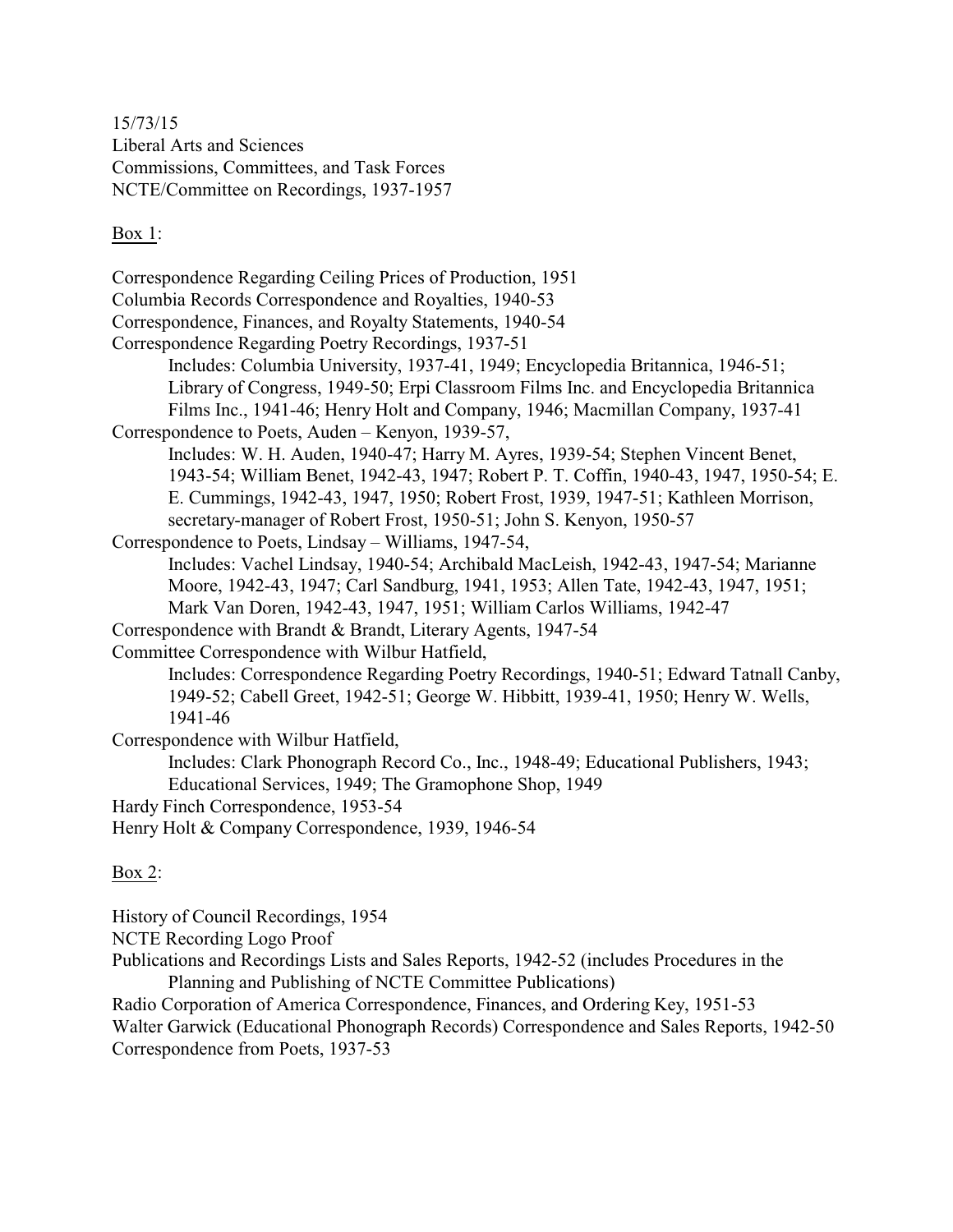15/73/15
Liberal Arts and Sciences
Commissions, Committees, and Task Forces
NCTE/Committee on Recordings, 1937-1957

Box 1:

Correspondence Regarding Ceiling Prices of Production, 1951
Columbia Records Correspondence and Royalties, 1940-53
Correspondence, Finances, and Royalty Statements, 1940-54
Correspondence Regarding Poetry Recordings, 1937-51
    Includes: Columbia University, 1937-41, 1949; Encyclopedia Britannica, 1946-51; Library of Congress, 1949-50; Erpi Classroom Films Inc. and Encyclopedia Britannica Films Inc., 1941-46; Henry Holt and Company, 1946; Macmillan Company, 1937-41
Correspondence to Poets, Auden – Kenyon, 1939-57,
    Includes: W. H. Auden, 1940-47; Harry M. Ayres, 1939-54; Stephen Vincent Benet, 1943-54; William Benet, 1942-43, 1947; Robert P. T. Coffin, 1940-43, 1947, 1950-54; E. E. Cummings, 1942-43, 1947, 1950; Robert Frost, 1939, 1947-51; Kathleen Morrison, secretary-manager of Robert Frost, 1950-51; John S. Kenyon, 1950-57
Correspondence to Poets, Lindsay – Williams, 1947-54,
    Includes: Vachel Lindsay, 1940-54; Archibald MacLeish, 1942-43, 1947-54; Marianne Moore, 1942-43, 1947; Carl Sandburg, 1941, 1953; Allen Tate, 1942-43, 1947, 1951; Mark Van Doren, 1942-43, 1947, 1951; William Carlos Williams, 1942-47
Correspondence with Brandt & Brandt, Literary Agents, 1947-54
Committee Correspondence with Wilbur Hatfield,
    Includes: Correspondence Regarding Poetry Recordings, 1940-51; Edward Tatnall Canby, 1949-52; Cabell Greet, 1942-51; George W. Hibbitt, 1939-41, 1950; Henry W. Wells, 1941-46
Correspondence with Wilbur Hatfield,
    Includes: Clark Phonograph Record Co., Inc., 1948-49; Educational Publishers, 1943; Educational Services, 1949; The Gramophone Shop, 1949
Hardy Finch Correspondence, 1953-54
Henry Holt & Company Correspondence, 1939, 1946-54

Box 2:

History of Council Recordings, 1954
NCTE Recording Logo Proof
Publications and Recordings Lists and Sales Reports, 1942-52 (includes Procedures in the Planning and Publishing of NCTE Committee Publications)
Radio Corporation of America Correspondence, Finances, and Ordering Key, 1951-53
Walter Garwick (Educational Phonograph Records) Correspondence and Sales Reports, 1942-50
Correspondence from Poets, 1937-53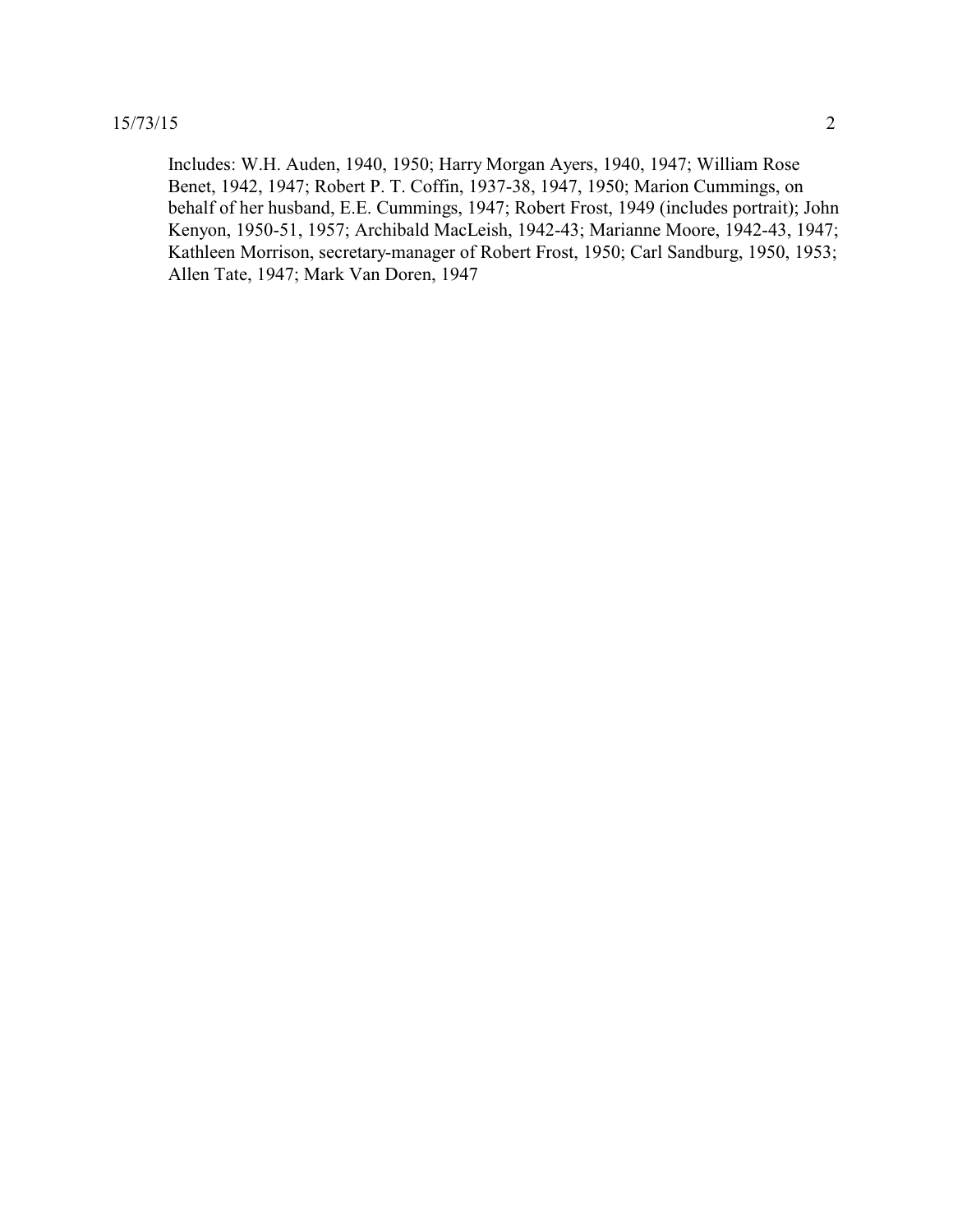Includes: W.H. Auden, 1940, 1950; Harry Morgan Ayers, 1940, 1947; William Rose Benet, 1942, 1947; Robert P. T. Coffin, 1937-38, 1947, 1950; Marion Cummings, on behalf of her husband, E.E. Cummings, 1947; Robert Frost, 1949 (includes portrait); John Kenyon, 1950-51, 1957; Archibald MacLeish, 1942-43; Marianne Moore, 1942-43, 1947; Kathleen Morrison, secretary-manager of Robert Frost, 1950; Carl Sandburg, 1950, 1953; Allen Tate, 1947; Mark Van Doren, 1947